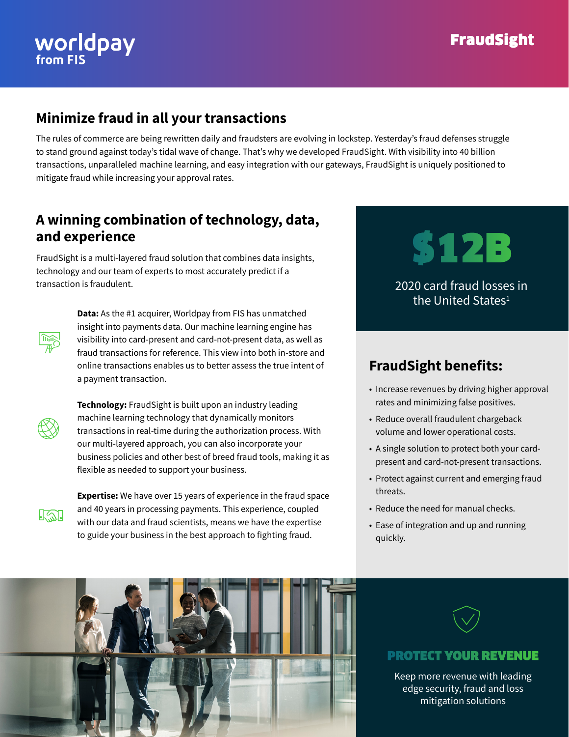worldpay from FIS

# FraudSight

## Minimize fraud in all your transactions

The rules of commerce are being rewritten daily and fraudsters are evolving in lockstep. Yesterday's fraud defenses struggle to stand ground against today's tidal wave of change. That's why we developed FraudSight. With visibility into 40 billion transactions, unparalleled machine learning, and easy integration with our gateways, FraudSight is uniquely positioned to mitigate fraud while increasing your approval rates.

## A winning combination of technology, data, and experience

FraudSight is a multi-layered fraud solution that combines data insights, technology and our team of experts to most accurately predict if a transaction is fraudulent.

**Data:** As the #1 acquirer, Worldpay from FIS has unmatched insight into payments data. Our machine learning engine has visibility into card-present and card-not-present data, as well as fraud transactions for reference. This view into both in-store and online transactions enables us to better assess the true intent of a payment transaction.

**Technology:** FraudSight is built upon an industry leading machine learning technology that dynamically monitors transactions in real-time during the authorization process. With our multi-layered approach, you can also incorporate your business policies and other best of breed fraud tools, making it as flexible as needed to support your business.

**Expertise:** We have over 15 years of experience in the fraud space and 40 years in processing payments. This experience, coupled with our data and fraud scientists, means we have the expertise to guide your business in the best approach to fighting fraud.

**$12B**

2020 card fraud losses in the United States[1]

## FraudSight benefits:

- Increase revenues by driving higher approval rates and minimizing false positives.
- Reduce overall fraudulent chargeback volume and lower operational costs.
- A single solution to protect both your card-present and card-not-present transactions.
- Protect against current and emerging fraud threats.
- Reduce the need for manual checks.
- Ease of integration and up and running quickly.

### PROTECT YOUR REVENUE

Keep more revenue with leading edge security, fraud and loss mitigation solutions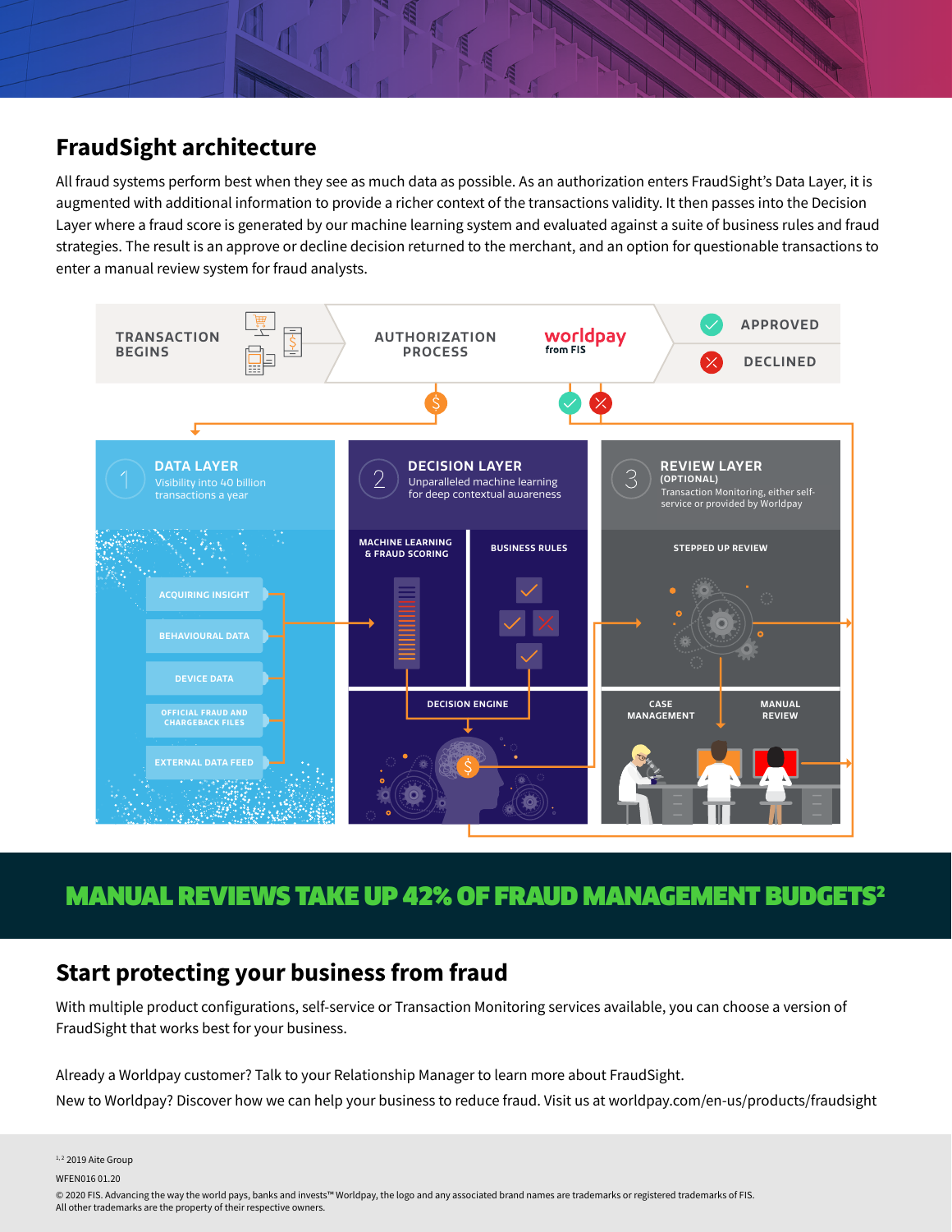## FraudSight architecture

All fraud systems perform best when they see as much data as possible. As an authorization enters FraudSight's Data Layer, it is augmented with additional information to provide a richer context of the transactions validity. It then passes into the Decision Layer where a fraud score is generated by our machine learning system and evaluated against a suite of business rules and fraud strategies. The result is an approve or decline decision returned to the merchant, and an option for questionable transactions to enter a manual review system for fraud analysts.

TRANSACTION BEGINS

AUTHORIZATION PROCESS

worldpay from FIS

APPROVED

DECLINED

1 DATA LAYER
Visibility into 40 billion transactions a year

ACQUIRING INSIGHT

BEHAVIOURAL DATA

DEVICE DATA

OFFICIAL FRAUD AND CHARGEBACK FILES

EXTERNAL DATA FEED

2 DECISION LAYER
Unparalleled machine learning for deep contextual awareness

MACHINE LEARNING & FRAUD SCORING

BUSINESS RULES

DECISION ENGINE

3 REVIEW LAYER (OPTIONAL)
Transaction Monitoring, either self-service or provided by Worldpay

STEPPED UP REVIEW

CASE MANAGEMENT

MANUAL REVIEW

**MANUAL REVIEWS TAKE UP 42% OF FRAUD MANAGEMENT BUDGETS[2]**

## Start protecting your business from fraud

With multiple product configurations, self-service or Transaction Monitoring services available, you can choose a version of FraudSight that works best for your business.

Already a Worldpay customer? Talk to your Relationship Manager to learn more about FraudSight.
New to Worldpay? Discover how we can help your business to reduce fraud. Visit us at worldpay.com/en-us/products/fraudsight

[1,2] 2019 Aite Group

WFEN016 01.20

© 2020 FIS. Advancing the way the world pays, banks and invests™ Worldpay, the logo and any associated brand names are trademarks or registered trademarks of FIS.
All other trademarks are the property of their respective owners.